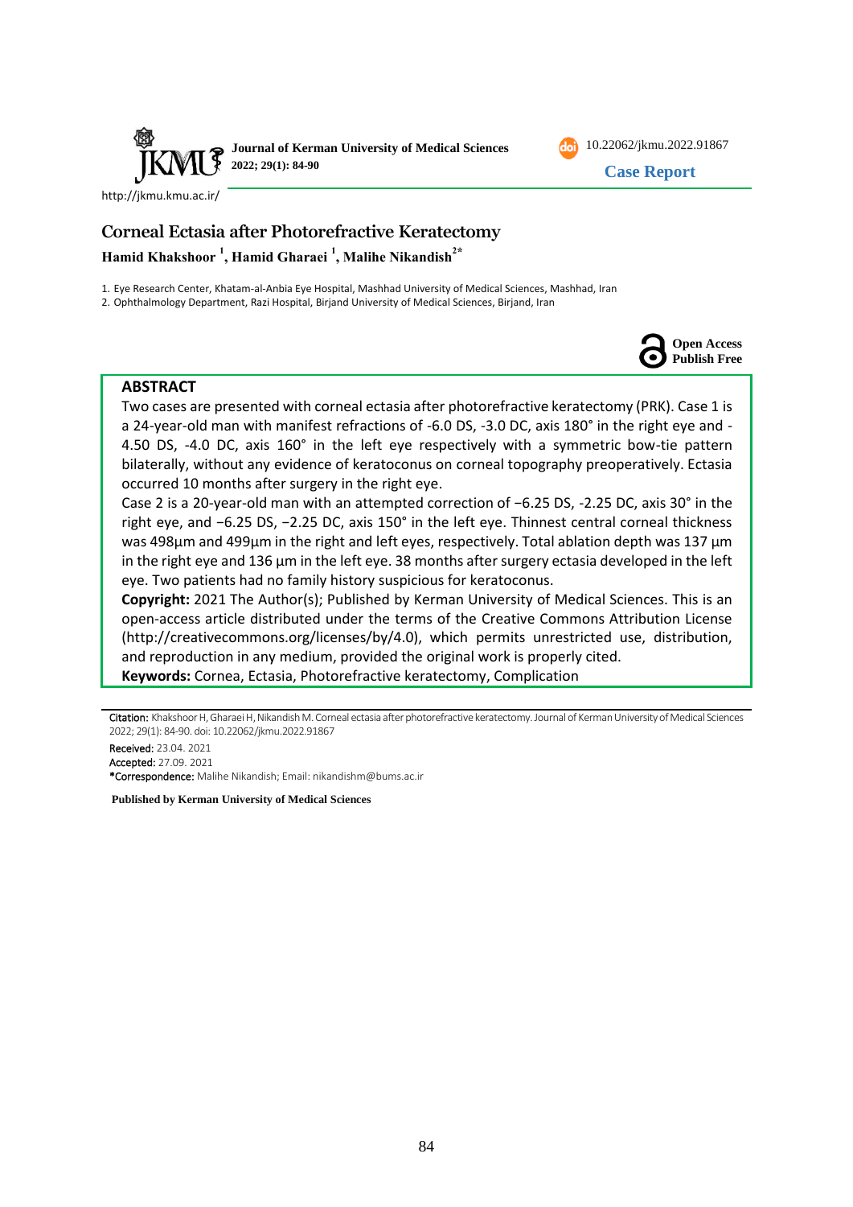# Corneal Ectasia after Photorefractive Keratectomy

**Hamid Khakshoor [1], Hamid Gharaei [1], Malihe Nikandish [2*]**

1. Eye Research Center, Khatam-al-Anbia Eye Hospital, Mashhad University of Medical Sciences, Mashhad, Iran
2. Ophthalmology Department, Razi Hospital, Birjand University of Medical Sciences, Birjand, Iran

## ABSTRACT

Two cases are presented with corneal ectasia after photorefractive keratectomy (PRK). Case 1 is a 24-year-old man with manifest refractions of -6.0 DS, -3.0 DC, axis 180° in the right eye and -4.50 DS, -4.0 DC, axis 160° in the left eye respectively with a symmetric bow-tie pattern bilaterally, without any evidence of keratoconus on corneal topography preoperatively. Ectasia occurred 10 months after surgery in the right eye.

Case 2 is a 20-year-old man with an attempted correction of −6.25 DS, -2.25 DC, axis 30° in the right eye, and −6.25 DS, −2.25 DC, axis 150° in the left eye. Thinnest central corneal thickness was 498µm and 499µm in the right and left eyes, respectively. Total ablation depth was 137 µm in the right eye and 136 µm in the left eye. 38 months after surgery ectasia developed in the left eye. Two patients had no family history suspicious for keratoconus.

**Copyright:** 2021 The Author(s); Published by Kerman University of Medical Sciences. This is an open-access article distributed under the terms of the Creative Commons Attribution License (http://creativecommons.org/licenses/by/4.0), which permits unrestricted use, distribution, and reproduction in any medium, provided the original work is properly cited.

**Keywords:** Cornea, Ectasia, Photorefractive keratectomy, Complication

---

**Citation:** Khakshoor H, Gharaei H, Nikandish M. Corneal ectasia after photorefractive keratectomy. Journal of Kerman University of Medical Sciences 2022; 29(1): 84-90. doi: 10.22062/jkmu.2022.91867

**Received:** 23.04. 2021

**Accepted:** 27.09. 2021

***Correspondence:** Malihe Nikandish; Email: nikandishm@bums.ac.ir

**Published by Kerman University of Medical Sciences**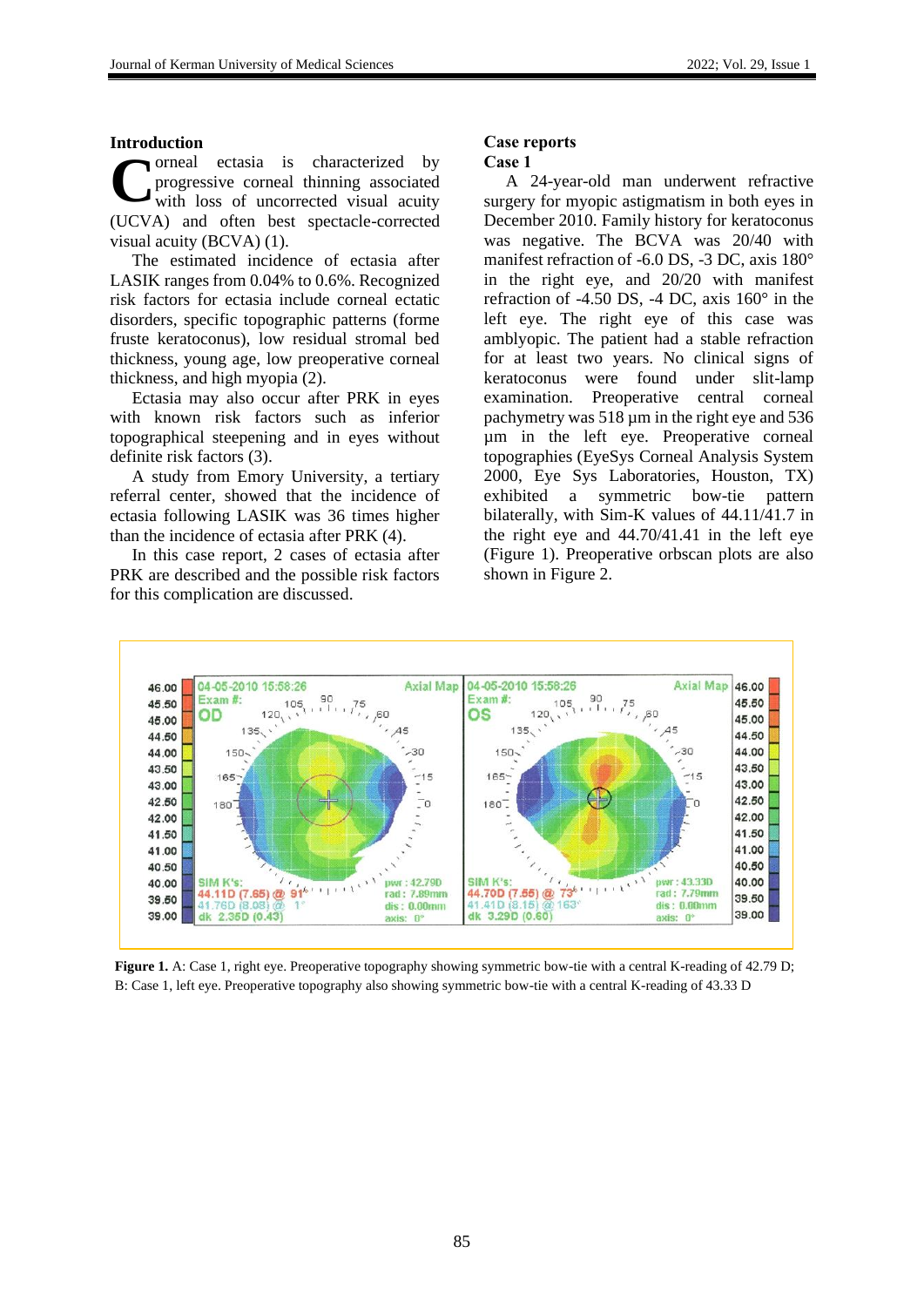## Introduction

Corneal ectasia is characterized by progressive corneal thinning associated with loss of uncorrected visual acuity (UCVA) and often best spectacle-corrected visual acuity (BCVA) (1).

The estimated incidence of ectasia after LASIK ranges from 0.04% to 0.6%. Recognized risk factors for ectasia include corneal ectatic disorders, specific topographic patterns (forme fruste keratoconus), low residual stromal bed thickness, young age, low preoperative corneal thickness, and high myopia (2).

Ectasia may also occur after PRK in eyes with known risk factors such as inferior topographical steepening and in eyes without definite risk factors (3).

A study from Emory University, a tertiary referral center, showed that the incidence of ectasia following LASIK was 36 times higher than the incidence of ectasia after PRK (4).

In this case report, 2 cases of ectasia after PRK are described and the possible risk factors for this complication are discussed.

## Case reports

### Case 1

A 24-year-old man underwent refractive surgery for myopic astigmatism in both eyes in December 2010. Family history for keratoconus was negative. The BCVA was 20/40 with manifest refraction of -6.0 DS, -3 DC, axis 180° in the right eye, and 20/20 with manifest refraction of -4.50 DS, -4 DC, axis 160° in the left eye. The right eye of this case was amblyopic. The patient had a stable refraction for at least two years. No clinical signs of keratoconus were found under slit-lamp examination. Preoperative central corneal pachymetry was 518 µm in the right eye and 536 µm in the left eye. Preoperative corneal topographies (EyeSys Corneal Analysis System 2000, Eye Sys Laboratories, Houston, TX) exhibited a symmetric bow-tie pattern bilaterally, with Sim-K values of 44.11/41.7 in the right eye and 44.70/41.41 in the left eye (Figure 1). Preoperative orbscan plots are also shown in Figure 2.

**Figure 1.** A: Case 1, right eye. Preoperative topography showing symmetric bow-tie with a central K-reading of 42.79 D; B: Case 1, left eye. Preoperative topography also showing symmetric bow-tie with a central K-reading of 43.33 D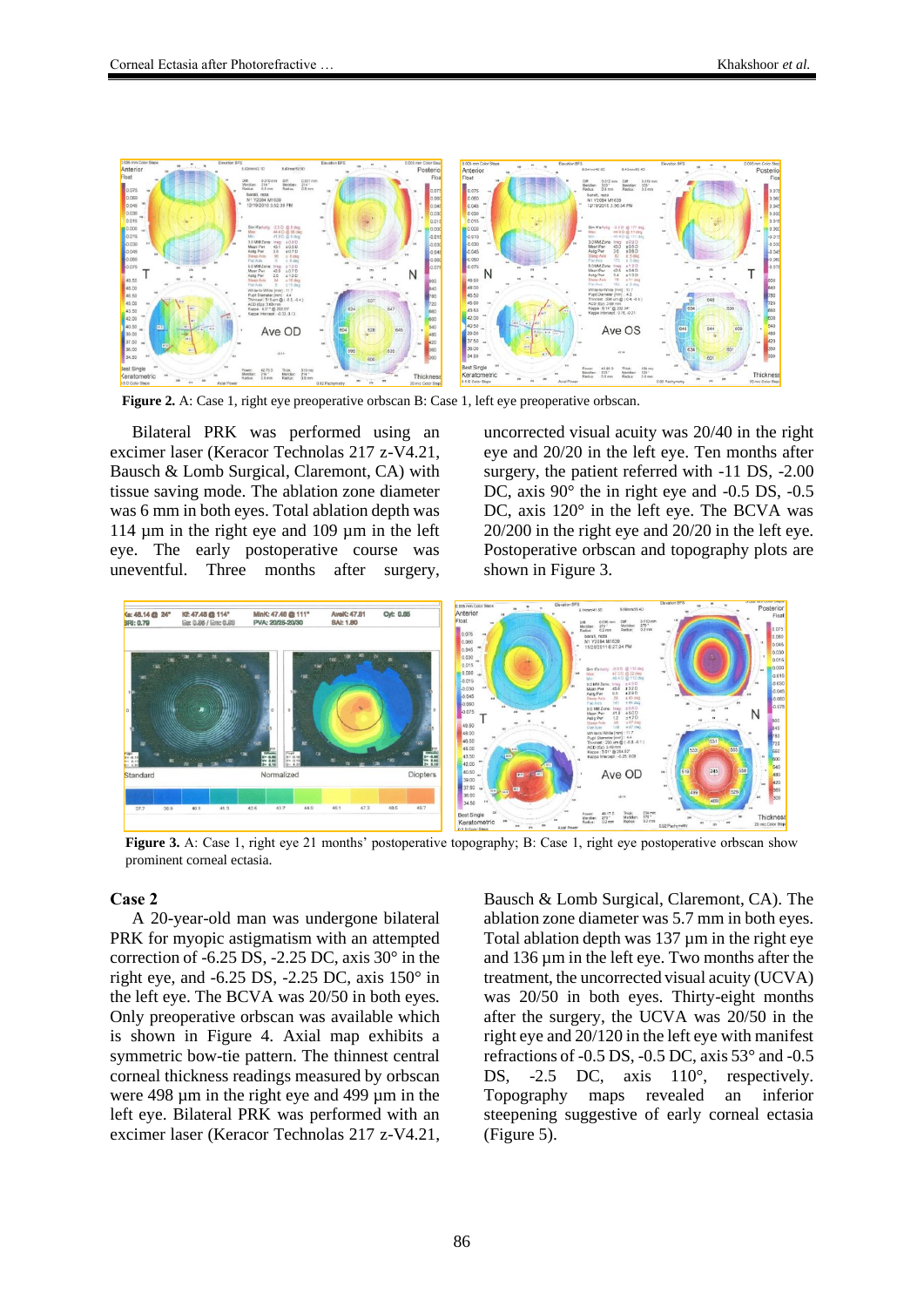**Figure 2.** A: Case 1, right eye preoperative orbscan B: Case 1, left eye preoperative orbscan.

Bilateral PRK was performed using an excimer laser (Keracor Technolas 217 z-V4.21, Bausch & Lomb Surgical, Claremont, CA) with tissue saving mode. The ablation zone diameter was 6 mm in both eyes. Total ablation depth was 114 µm in the right eye and 109 µm in the left eye. The early postoperative course was uneventful. Three months after surgery, uncorrected visual acuity was 20/40 in the right eye and 20/20 in the left eye. Ten months after surgery, the patient referred with -11 DS, -2.00 DC, axis 90° the in right eye and -0.5 DS, -0.5 DC, axis 120° in the left eye. The BCVA was 20/200 in the right eye and 20/20 in the left eye. Postoperative orbscan and topography plots are shown in Figure 3.

**Figure 3.** A: Case 1, right eye 21 months' postoperative topography; B: Case 1, right eye postoperative orbscan show prominent corneal ectasia.

## Case 2

A 20-year-old man was undergone bilateral PRK for myopic astigmatism with an attempted correction of -6.25 DS, -2.25 DC, axis 30° in the right eye, and -6.25 DS, -2.25 DC, axis 150° in the left eye. The BCVA was 20/50 in both eyes. Only preoperative orbscan was available which is shown in Figure 4. Axial map exhibits a symmetric bow-tie pattern. The thinnest central corneal thickness readings measured by orbscan were 498 µm in the right eye and 499 µm in the left eye. Bilateral PRK was performed with an excimer laser (Keracor Technolas 217 z-V4.21, Bausch & Lomb Surgical, Claremont, CA). The ablation zone diameter was 5.7 mm in both eyes. Total ablation depth was 137 µm in the right eye and 136 µm in the left eye. Two months after the treatment, the uncorrected visual acuity (UCVA) was 20/50 in both eyes. Thirty-eight months after the surgery, the UCVA was 20/50 in the right eye and 20/120 in the left eye with manifest refractions of -0.5 DS, -0.5 DC, axis 53° and -0.5 DS, -2.5 DC, axis 110°, respectively. Topography maps revealed an inferior steepening suggestive of early corneal ectasia (Figure 5).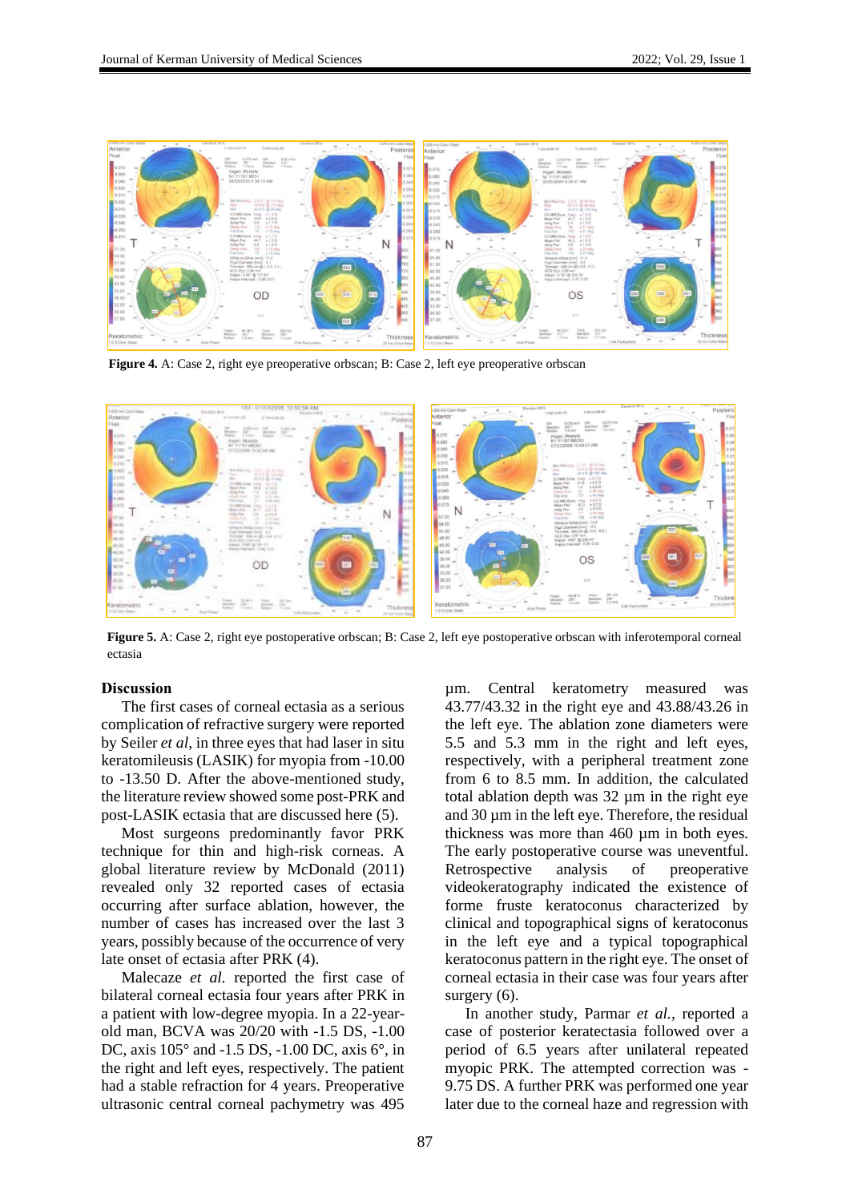**Figure 4.** A: Case 2, right eye preoperative orbscan; B: Case 2, left eye preoperative orbscan

**Figure 5.** A: Case 2, right eye postoperative orbscan; B: Case 2, left eye postoperative orbscan with inferotemporal corneal ectasia

## Discussion

The first cases of corneal ectasia as a serious complication of refractive surgery were reported by Seiler *et al*, in three eyes that had laser in situ keratomileusis (LASIK) for myopia from -10.00 to -13.50 D. After the above-mentioned study, the literature review showed some post-PRK and post-LASIK ectasia that are discussed here (5).

Most surgeons predominantly favor PRK technique for thin and high-risk corneas. A global literature review by McDonald (2011) revealed only 32 reported cases of ectasia occurring after surface ablation, however, the number of cases has increased over the last 3 years, possibly because of the occurrence of very late onset of ectasia after PRK (4).

Malecaze *et al.* reported the first case of bilateral corneal ectasia four years after PRK in a patient with low-degree myopia. In a 22-year-old man, BCVA was 20/20 with -1.5 DS, -1.00 DC, axis 105° and -1.5 DS, -1.00 DC, axis 6°, in the right and left eyes, respectively. The patient had a stable refraction for 4 years. Preoperative ultrasonic central corneal pachymetry was 495 µm. Central keratometry measured was 43.77/43.32 in the right eye and 43.88/43.26 in the left eye. The ablation zone diameters were 5.5 and 5.3 mm in the right and left eyes, respectively, with a peripheral treatment zone from 6 to 8.5 mm. In addition, the calculated total ablation depth was 32 µm in the right eye and 30 µm in the left eye. Therefore, the residual thickness was more than 460 µm in both eyes. The early postoperative course was uneventful. Retrospective analysis of preoperative videokeratography indicated the existence of forme fruste keratoconus characterized by clinical and topographical signs of keratoconus in the left eye and a typical topographical keratoconus pattern in the right eye. The onset of corneal ectasia in their case was four years after surgery (6).

In another study, Parmar *et al.*, reported a case of posterior keratectasia followed over a period of 6.5 years after unilateral repeated myopic PRK. The attempted correction was -9.75 DS. A further PRK was performed one year later due to the corneal haze and regression with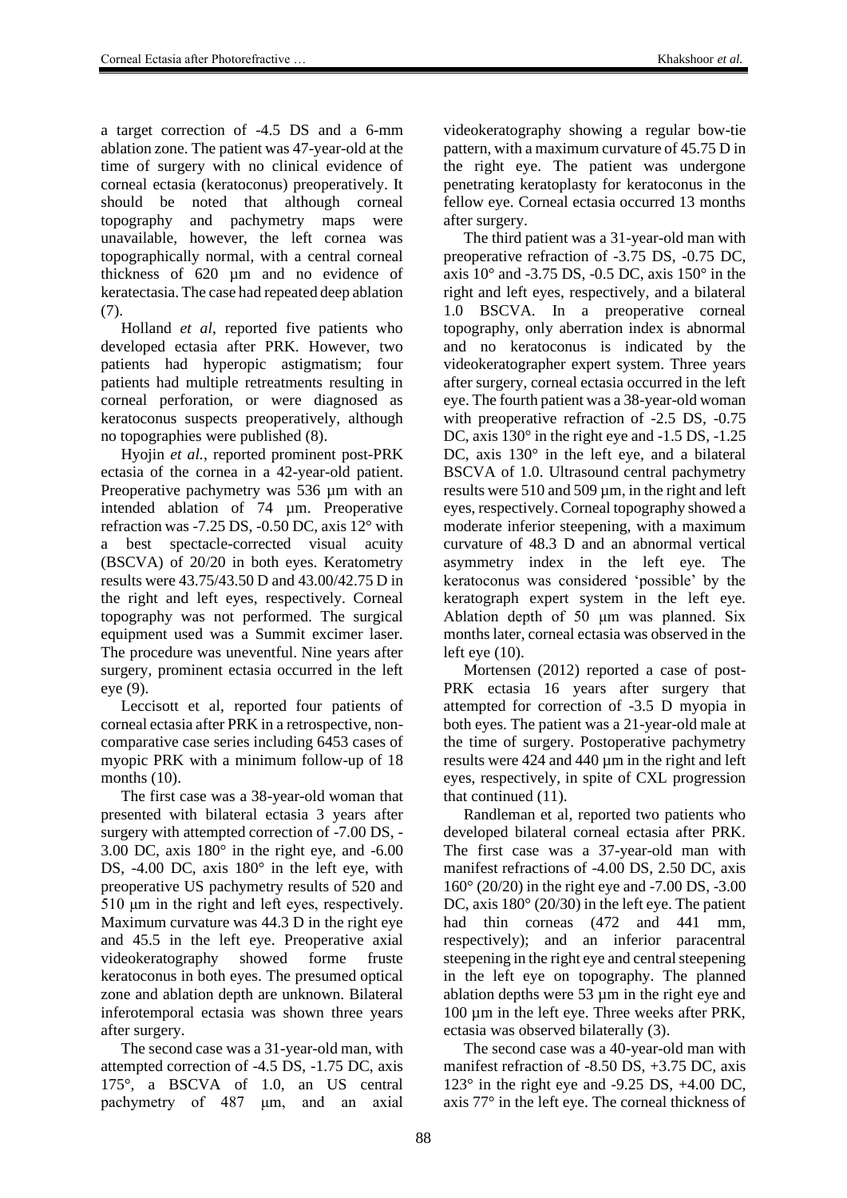a target correction of -4.5 DS and a 6-mm ablation zone. The patient was 47-year-old at the time of surgery with no clinical evidence of corneal ectasia (keratoconus) preoperatively. It should be noted that although corneal topography and pachymetry maps were unavailable, however, the left cornea was topographically normal, with a central corneal thickness of 620 µm and no evidence of keratectasia. The case had repeated deep ablation (7).

Holland *et al*, reported five patients who developed ectasia after PRK. However, two patients had hyperopic astigmatism; four patients had multiple retreatments resulting in corneal perforation, or were diagnosed as keratoconus suspects preoperatively, although no topographies were published (8).

Hyojin *et al.*, reported prominent post-PRK ectasia of the cornea in a 42-year-old patient. Preoperative pachymetry was 536 µm with an intended ablation of 74 µm. Preoperative refraction was -7.25 DS, -0.50 DC, axis 12° with a best spectacle-corrected visual acuity (BSCVA) of 20/20 in both eyes. Keratometry results were 43.75/43.50 D and 43.00/42.75 D in the right and left eyes, respectively. Corneal topography was not performed. The surgical equipment used was a Summit excimer laser. The procedure was uneventful. Nine years after surgery, prominent ectasia occurred in the left eye (9).

Leccisott et al, reported four patients of corneal ectasia after PRK in a retrospective, non-comparative case series including 6453 cases of myopic PRK with a minimum follow-up of 18 months (10).

The first case was a 38-year-old woman that presented with bilateral ectasia 3 years after surgery with attempted correction of -7.00 DS, -3.00 DC, axis 180° in the right eye, and -6.00 DS, -4.00 DC, axis 180° in the left eye, with preoperative US pachymetry results of 520 and 510 µm in the right and left eyes, respectively. Maximum curvature was 44.3 D in the right eye and 45.5 in the left eye. Preoperative axial videokeratography showed forme fruste keratoconus in both eyes. The presumed optical zone and ablation depth are unknown. Bilateral inferotemporal ectasia was shown three years after surgery.

The second case was a 31-year-old man, with attempted correction of -4.5 DS, -1.75 DC, axis 175°, a BSCVA of 1.0, an US central pachymetry of 487 µm, and an axial videokeratography showing a regular bow-tie pattern, with a maximum curvature of 45.75 D in the right eye. The patient was undergone penetrating keratoplasty for keratoconus in the fellow eye. Corneal ectasia occurred 13 months after surgery.

The third patient was a 31-year-old man with preoperative refraction of -3.75 DS, -0.75 DC, axis 10° and -3.75 DS, -0.5 DC, axis 150° in the right and left eyes, respectively, and a bilateral 1.0 BSCVA. In a preoperative corneal topography, only aberration index is abnormal and no keratoconus is indicated by the videokeratographer expert system. Three years after surgery, corneal ectasia occurred in the left eye. The fourth patient was a 38-year-old woman with preoperative refraction of -2.5 DS, -0.75 DC, axis 130° in the right eye and -1.5 DS, -1.25 DC, axis 130° in the left eye, and a bilateral BSCVA of 1.0. Ultrasound central pachymetry results were 510 and 509 µm, in the right and left eyes, respectively. Corneal topography showed a moderate inferior steepening, with a maximum curvature of 48.3 D and an abnormal vertical asymmetry index in the left eye. The keratoconus was considered 'possible' by the keratograph expert system in the left eye. Ablation depth of 50 µm was planned. Six months later, corneal ectasia was observed in the left eye (10).

Mortensen (2012) reported a case of post-PRK ectasia 16 years after surgery that attempted for correction of -3.5 D myopia in both eyes. The patient was a 21-year-old male at the time of surgery. Postoperative pachymetry results were 424 and 440 µm in the right and left eyes, respectively, in spite of CXL progression that continued (11).

Randleman et al, reported two patients who developed bilateral corneal ectasia after PRK. The first case was a 37-year-old man with manifest refractions of -4.00 DS, 2.50 DC, axis 160° (20/20) in the right eye and -7.00 DS, -3.00 DC, axis 180° (20/30) in the left eye. The patient had thin corneas (472 and 441 mm, respectively); and an inferior paracentral steepening in the right eye and central steepening in the left eye on topography. The planned ablation depths were 53 µm in the right eye and 100 µm in the left eye. Three weeks after PRK, ectasia was observed bilaterally (3).

The second case was a 40-year-old man with manifest refraction of -8.50 DS, +3.75 DC, axis 123° in the right eye and -9.25 DS, +4.00 DC, axis 77° in the left eye. The corneal thickness of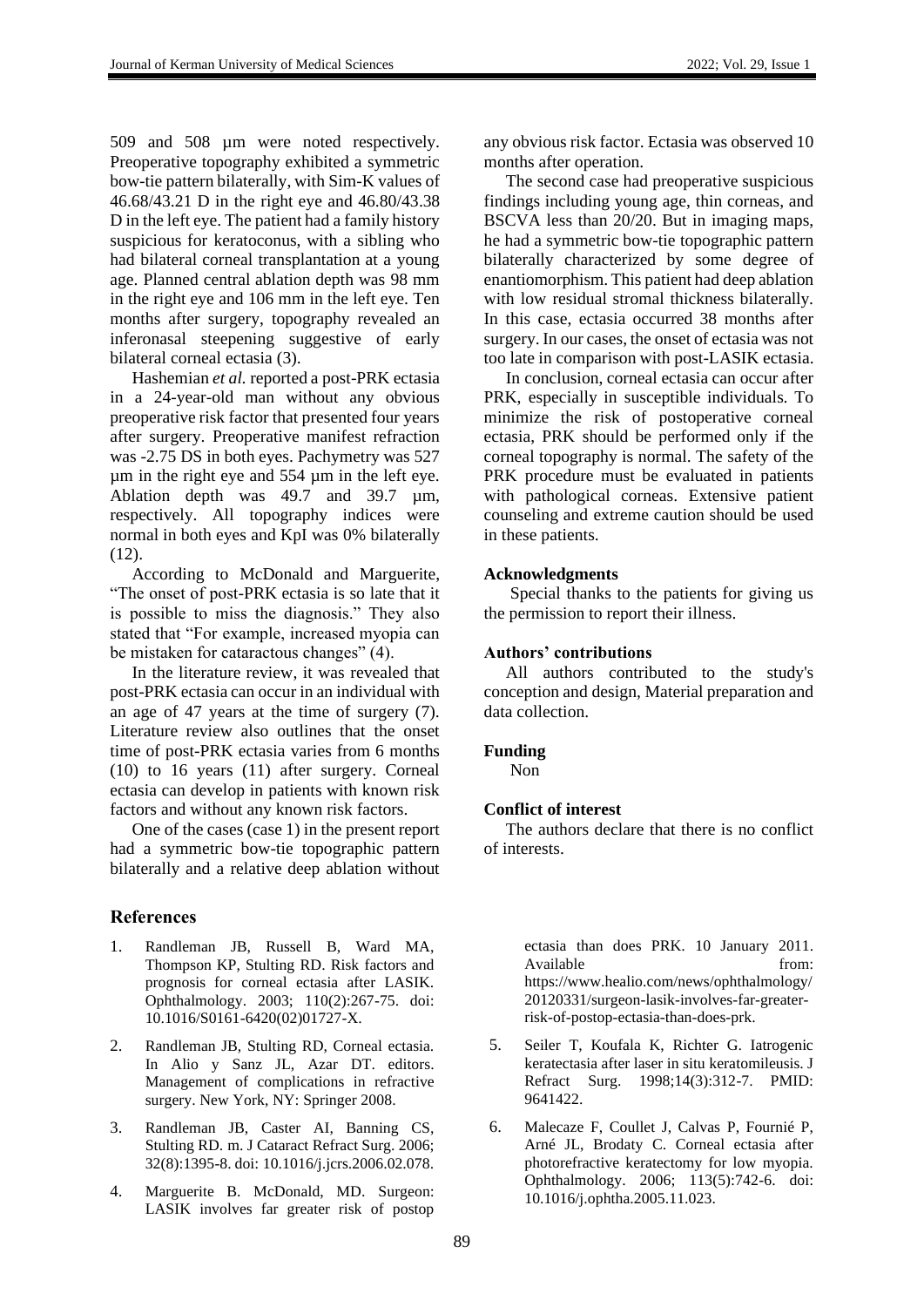509 and 508 µm were noted respectively. Preoperative topography exhibited a symmetric bow-tie pattern bilaterally, with Sim-K values of 46.68/43.21 D in the right eye and 46.80/43.38 D in the left eye. The patient had a family history suspicious for keratoconus, with a sibling who had bilateral corneal transplantation at a young age. Planned central ablation depth was 98 mm in the right eye and 106 mm in the left eye. Ten months after surgery, topography revealed an inferonasal steepening suggestive of early bilateral corneal ectasia (3).

Hashemian *et al.* reported a post-PRK ectasia in a 24-year-old man without any obvious preoperative risk factor that presented four years after surgery. Preoperative manifest refraction was -2.75 DS in both eyes. Pachymetry was 527 µm in the right eye and 554 µm in the left eye. Ablation depth was 49.7 and 39.7 µm, respectively. All topography indices were normal in both eyes and KpI was 0% bilaterally (12).

According to McDonald and Marguerite, "The onset of post-PRK ectasia is so late that it is possible to miss the diagnosis." They also stated that "For example, increased myopia can be mistaken for cataractous changes" (4).

In the literature review, it was revealed that post-PRK ectasia can occur in an individual with an age of 47 years at the time of surgery (7). Literature review also outlines that the onset time of post-PRK ectasia varies from 6 months (10) to 16 years (11) after surgery. Corneal ectasia can develop in patients with known risk factors and without any known risk factors.

One of the cases (case 1) in the present report had a symmetric bow-tie topographic pattern bilaterally and a relative deep ablation without any obvious risk factor. Ectasia was observed 10 months after operation.

The second case had preoperative suspicious findings including young age, thin corneas, and BSCVA less than 20/20. But in imaging maps, he had a symmetric bow-tie topographic pattern bilaterally characterized by some degree of enantiomorphism. This patient had deep ablation with low residual stromal thickness bilaterally. In this case, ectasia occurred 38 months after surgery. In our cases, the onset of ectasia was not too late in comparison with post-LASIK ectasia.

In conclusion, corneal ectasia can occur after PRK, especially in susceptible individuals. To minimize the risk of postoperative corneal ectasia, PRK should be performed only if the corneal topography is normal. The safety of the PRK procedure must be evaluated in patients with pathological corneas. Extensive patient counseling and extreme caution should be used in these patients.

**Acknowledgments**

Special thanks to the patients for giving us the permission to report their illness.

**Authors' contributions**

All authors contributed to the study's conception and design, Material preparation and data collection.

**Funding**

Non

**Conflict of interest**

The authors declare that there is no conflict of interests.

## References

1. Randleman JB, Russell B, Ward MA, Thompson KP, Stulting RD. Risk factors and prognosis for corneal ectasia after LASIK. Ophthalmology. 2003; 110(2):267-75. doi: 10.1016/S0161-6420(02)01727-X.
2. Randleman JB, Stulting RD, Corneal ectasia. In Alio y Sanz JL, Azar DT. editors. Management of complications in refractive surgery. New York, NY: Springer 2008.
3. Randleman JB, Caster AI, Banning CS, Stulting RD. m. J Cataract Refract Surg. 2006; 32(8):1395-8. doi: 10.1016/j.jcrs.2006.02.078.
4. Marguerite B. McDonald, MD. Surgeon: LASIK involves far greater risk of postop ectasia than does PRK. 10 January 2011. Available from: https://www.healio.com/news/ophthalmology/20120331/surgeon-lasik-involves-far-greater-risk-of-postop-ectasia-than-does-prk.
5. Seiler T, Koufala K, Richter G. Iatrogenic keratectasia after laser in situ keratomileusis. J Refract Surg. 1998;14(3):312-7. PMID: 9641422.
6. Malecaze F, Coullet J, Calvas P, Fournié P, Arné JL, Brodaty C. Corneal ectasia after photorefractive keratectomy for low myopia. Ophthalmology. 2006; 113(5):742-6. doi: 10.1016/j.ophtha.2005.11.023.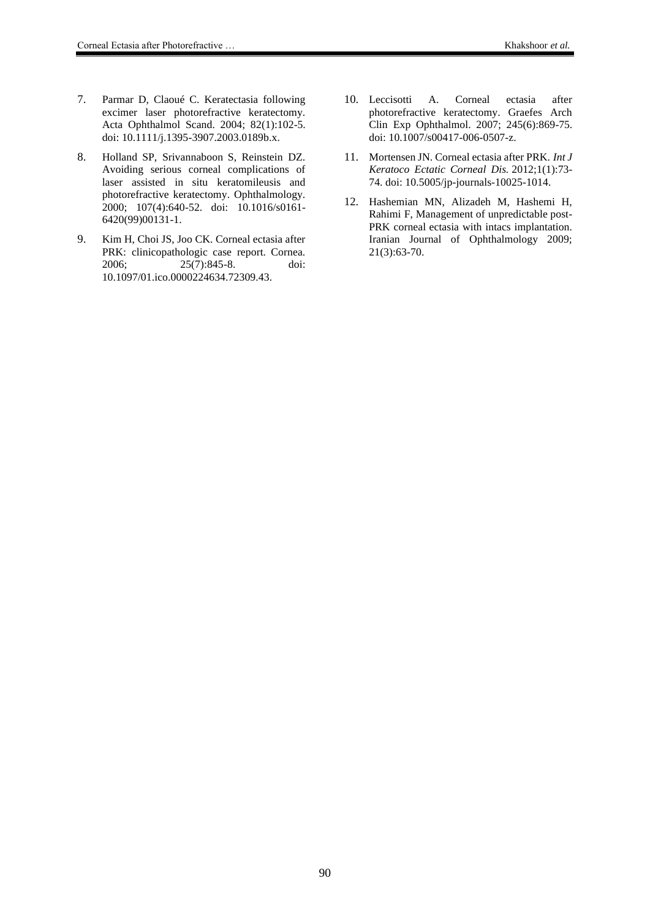7. Parmar D, Claoué C. Keratectasia following excimer laser photorefractive keratectomy. Acta Ophthalmol Scand. 2004; 82(1):102-5. doi: 10.1111/j.1395-3907.2003.0189b.x.

8. Holland SP, Srivannaboon S, Reinstein DZ. Avoiding serious corneal complications of laser assisted in situ keratomileusis and photorefractive keratectomy. Ophthalmology. 2000; 107(4):640-52. doi: 10.1016/s0161-6420(99)00131-1.

9. Kim H, Choi JS, Joo CK. Corneal ectasia after PRK: clinicopathologic case report. Cornea. 2006; 25(7):845-8. doi: 10.1097/01.ico.0000224634.72309.43.

10. Leccisotti A. Corneal ectasia after photorefractive keratectomy. Graefes Arch Clin Exp Ophthalmol. 2007; 245(6):869-75. doi: 10.1007/s00417-006-0507-z.

11. Mortensen JN. Corneal ectasia after PRK. *Int J Keratoco Ectatic Corneal Dis.* 2012;1(1):73-74. doi: 10.5005/jp-journals-10025-1014.

12. Hashemian MN, Alizadeh M, Hashemi H, Rahimi F, Management of unpredictable post-PRK corneal ectasia with intacs implantation. Iranian Journal of Ophthalmology 2009; 21(3):63-70.